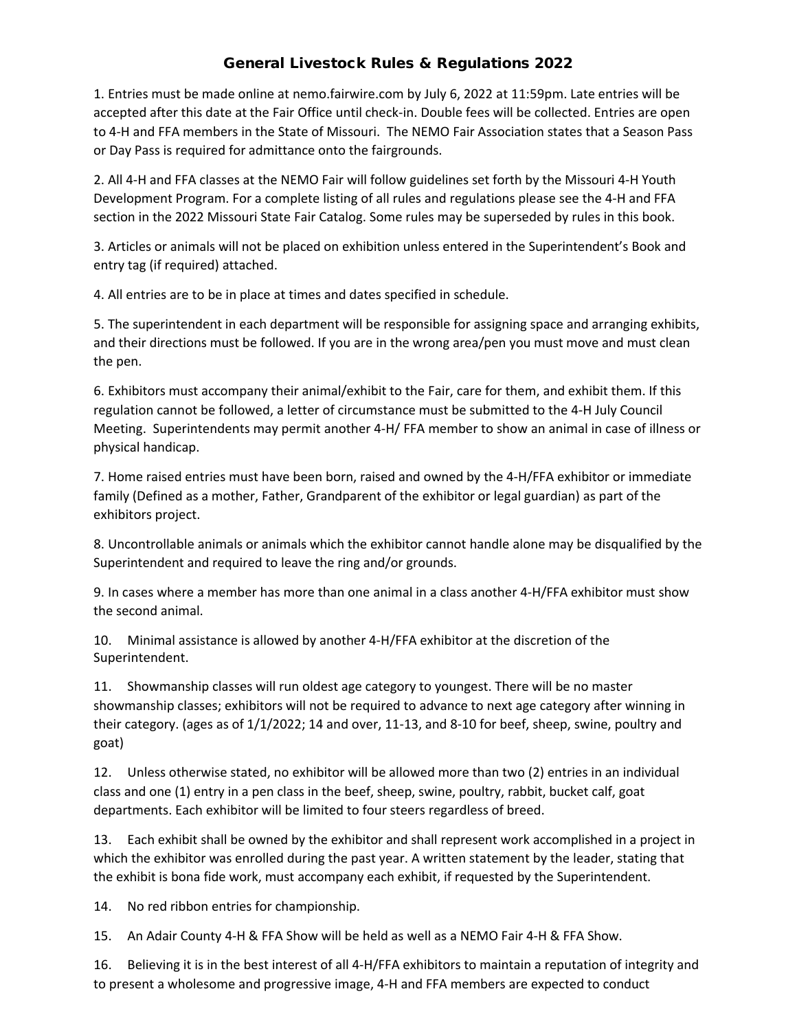# General Livestock Rules & Regulations 2022

1. Entries must be made online at nemo.fairwire.com by July 6, 2022 at 11:59pm. Late entries will be accepted after this date at the Fair Office until check-in. Double fees will be collected. Entries are open to 4-H and FFA members in the State of Missouri. The NEMO Fair Association states that a Season Pass or Day Pass is required for admittance onto the fairgrounds.

2. All 4-H and FFA classes at the NEMO Fair will follow guidelines set forth by the Missouri 4-H Youth Development Program. For a complete listing of all rules and regulations please see the 4-H and FFA section in the 2022 Missouri State Fair Catalog. Some rules may be superseded by rules in this book.

3. Articles or animals will not be placed on exhibition unless entered in the Superintendent's Book and entry tag (if required) attached.

4. All entries are to be in place at times and dates specified in schedule.

5. The superintendent in each department will be responsible for assigning space and arranging exhibits, and their directions must be followed. If you are in the wrong area/pen you must move and must clean the pen.

6. Exhibitors must accompany their animal/exhibit to the Fair, care for them, and exhibit them. If this regulation cannot be followed, a letter of circumstance must be submitted to the 4-H July Council Meeting. Superintendents may permit another 4-H/ FFA member to show an animal in case of illness or physical handicap.

7. Home raised entries must have been born, raised and owned by the 4-H/FFA exhibitor or immediate family (Defined as a mother, Father, Grandparent of the exhibitor or legal guardian) as part of the exhibitors project.

8. Uncontrollable animals or animals which the exhibitor cannot handle alone may be disqualified by the Superintendent and required to leave the ring and/or grounds.

9. In cases where a member has more than one animal in a class another 4-H/FFA exhibitor must show the second animal.

10. Minimal assistance is allowed by another 4-H/FFA exhibitor at the discretion of the Superintendent.

11. Showmanship classes will run oldest age category to youngest. There will be no master showmanship classes; exhibitors will not be required to advance to next age category after winning in their category. (ages as of 1/1/2022; 14 and over, 11-13, and 8-10 for beef, sheep, swine, poultry and goat)

12. Unless otherwise stated, no exhibitor will be allowed more than two (2) entries in an individual class and one (1) entry in a pen class in the beef, sheep, swine, poultry, rabbit, bucket calf, goat departments. Each exhibitor will be limited to four steers regardless of breed.

13. Each exhibit shall be owned by the exhibitor and shall represent work accomplished in a project in which the exhibitor was enrolled during the past year. A written statement by the leader, stating that the exhibit is bona fide work, must accompany each exhibit, if requested by the Superintendent.

14. No red ribbon entries for championship.

15. An Adair County 4-H & FFA Show will be held as well as a NEMO Fair 4-H & FFA Show.

16. Believing it is in the best interest of all 4-H/FFA exhibitors to maintain a reputation of integrity and to present a wholesome and progressive image, 4-H and FFA members are expected to conduct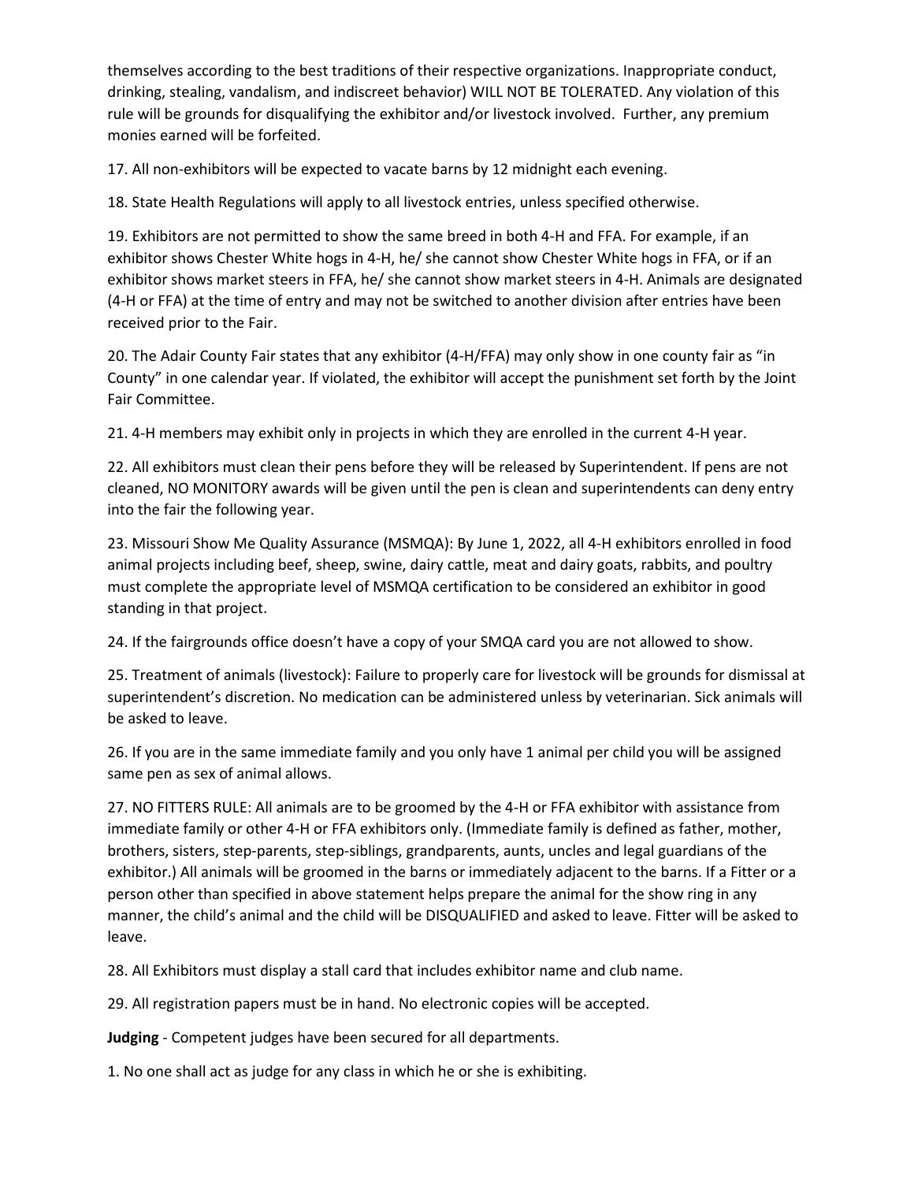themselves according to the best traditions of their respective organizations. Inappropriate conduct, drinking, stealing, vandalism, and indiscreet behavior) WILL NOT BE TOLERATED. Any violation of this rule will be grounds for disqualifying the exhibitor and/or livestock involved. Further, any premium monies earned will be forfeited.

17. All non-exhibitors will be expected to vacate barns by 12 midnight each evening.

18. State Health Regulations will apply to all livestock entries, unless specified otherwise.

19. Exhibitors are not permitted to show the same breed in both 4-H and FFA. For example, if an exhibitor shows Chester White hogs in 4-H, he/ she cannot show Chester White hogs in FFA, or if an exhibitor shows market steers in FFA, he/ she cannot show market steers in 4-H. Animals are designated (4-H or FFA) at the time of entry and may not be switched to another division after entries have been received prior to the Fair.

20. The Adair County Fair states that any exhibitor (4-H/FFA) may only show in one county fair as "in County" in one calendar year. If violated, the exhibitor will accept the punishment set forth by the Joint Fair Committee.

21. 4-H members may exhibit only in projects in which they are enrolled in the current 4-H year.

22. All exhibitors must clean their pens before they will be released by Superintendent. If pens are not cleaned, NO MONITORY awards will be given until the pen is clean and superintendents can deny entry into the fair the following year.

23. Missouri Show Me Quality Assurance (MSMQA): By June 1, 2022, all 4-H exhibitors enrolled in food animal projects including beef, sheep, swine, dairy cattle, meat and dairy goats, rabbits, and poultry must complete the appropriate level of MSMQA certification to be considered an exhibitor in good standing in that project.

24. If the fairgrounds office doesn't have a copy of your SMQA card you are not allowed to show.

25. Treatment of animals (livestock): Failure to properly care for livestock will be grounds for dismissal at superintendent's discretion. No medication can be administered unless by veterinarian. Sick animals will be asked to leave.

26. If you are in the same immediate family and you only have 1 animal per child you will be assigned same pen as sex of animal allows.

27. NO FITTERS RULE: All animals are to be groomed by the 4-H or FFA exhibitor with assistance from immediate family or other 4-H or FFA exhibitors only. (Immediate family is defined as father, mother, brothers, sisters, step-parents, step-siblings, grandparents, aunts, uncles and legal guardians of the exhibitor.) All animals will be groomed in the barns or immediately adjacent to the barns. If a Fitter or a person other than specified in above statement helps prepare the animal for the show ring in any manner, the child's animal and the child will be DISQUALIFIED and asked to leave. Fitter will be asked to leave.

28. All Exhibitors must display a stall card that includes exhibitor name and club name.

29. All registration papers must be in hand. No electronic copies will be accepted.

**Judging** - Competent judges have been secured for all departments.

1. No one shall act as judge for any class in which he or she is exhibiting.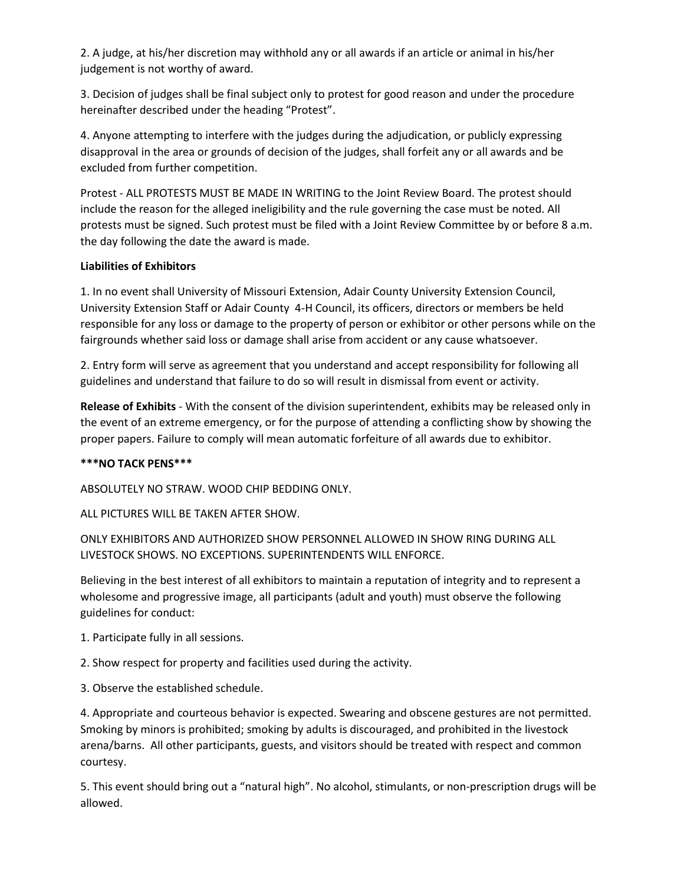2. A judge, at his/her discretion may withhold any or all awards if an article or animal in his/her judgement is not worthy of award.

3. Decision of judges shall be final subject only to protest for good reason and under the procedure hereinafter described under the heading "Protest".

4. Anyone attempting to interfere with the judges during the adjudication, or publicly expressing disapproval in the area or grounds of decision of the judges, shall forfeit any or all awards and be excluded from further competition.

Protest - ALL PROTESTS MUST BE MADE IN WRITING to the Joint Review Board. The protest should include the reason for the alleged ineligibility and the rule governing the case must be noted. All protests must be signed. Such protest must be filed with a Joint Review Committee by or before 8 a.m. the day following the date the award is made.

**Liabilities of Exhibitors**

1. In no event shall University of Missouri Extension, Adair County University Extension Council, University Extension Staff or Adair County 4-H Council, its officers, directors or members be held responsible for any loss or damage to the property of person or exhibitor or other persons while on the fairgrounds whether said loss or damage shall arise from accident or any cause whatsoever.

2. Entry form will serve as agreement that you understand and accept responsibility for following all guidelines and understand that failure to do so will result in dismissal from event or activity.

**Release of Exhibits** - With the consent of the division superintendent, exhibits may be released only in the event of an extreme emergency, or for the purpose of attending a conflicting show by showing the proper papers. Failure to comply will mean automatic forfeiture of all awards due to exhibitor.

**\*\*\*NO TACK PENS\*\*\***

ABSOLUTELY NO STRAW. WOOD CHIP BEDDING ONLY.

ALL PICTURES WILL BE TAKEN AFTER SHOW.

ONLY EXHIBITORS AND AUTHORIZED SHOW PERSONNEL ALLOWED IN SHOW RING DURING ALL LIVESTOCK SHOWS. NO EXCEPTIONS. SUPERINTENDENTS WILL ENFORCE.

Believing in the best interest of all exhibitors to maintain a reputation of integrity and to represent a wholesome and progressive image, all participants (adult and youth) must observe the following guidelines for conduct:

1. Participate fully in all sessions.

2. Show respect for property and facilities used during the activity.

3. Observe the established schedule.

4. Appropriate and courteous behavior is expected. Swearing and obscene gestures are not permitted. Smoking by minors is prohibited; smoking by adults is discouraged, and prohibited in the livestock arena/barns. All other participants, guests, and visitors should be treated with respect and common courtesy.

5. This event should bring out a "natural high". No alcohol, stimulants, or non-prescription drugs will be allowed.